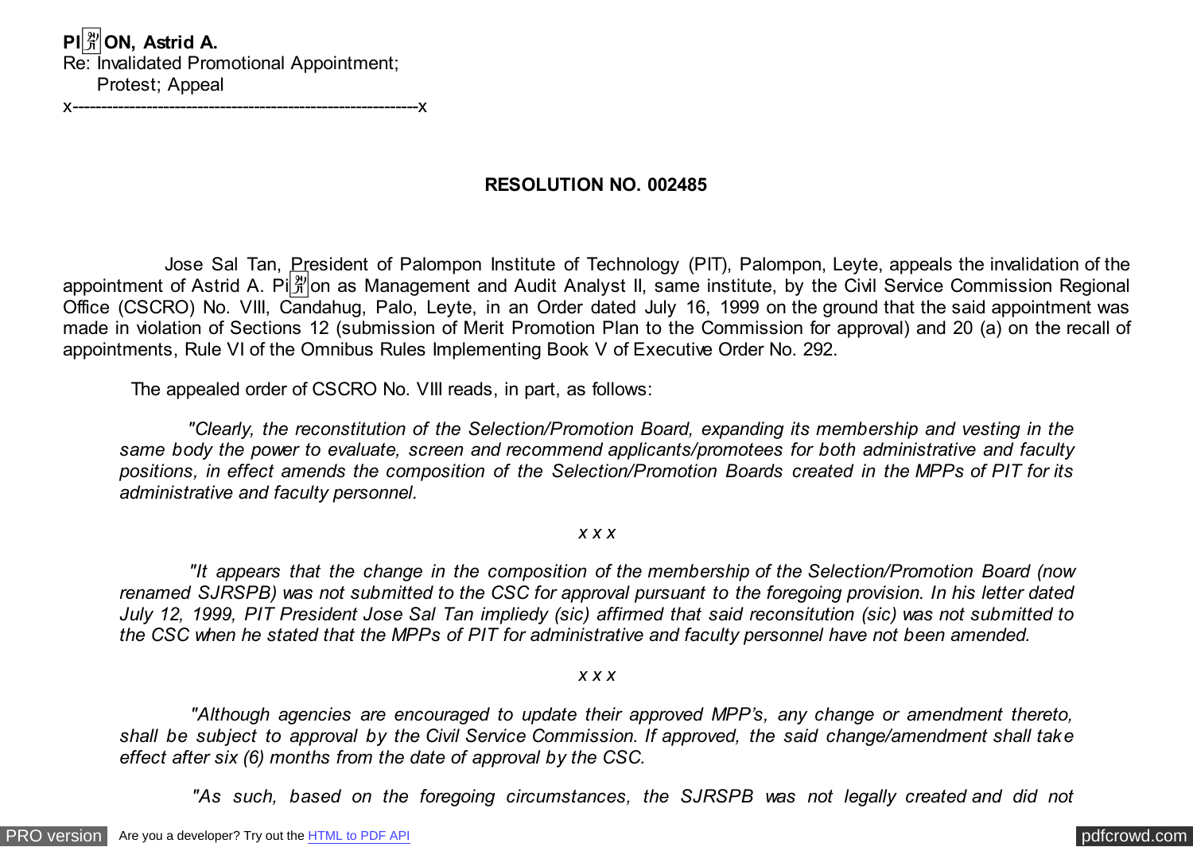**PI뀀ON, Astrid A.**
Re: Invalidated Promotional Appointment;
Protest; Appeal
x------------------------------------------------------------x

**RESOLUTION NO. 002485**

Jose Sal Tan, President of Palompon Institute of Technology (PIT), Palompon, Leyte, appeals the invalidation of the appointment of Astrid A. Pi뀀on as Management and Audit Analyst II, same institute, by the Civil Service Commission Regional Office (CSCRO) No. VIII, Candahug, Palo, Leyte, in an Order dated July 16, 1999 on the ground that the said appointment was made in violation of Sections 12 (submission of Merit Promotion Plan to the Commission for approval) and 20 (a) on the recall of appointments, Rule VI of the Omnibus Rules Implementing Book V of Executive Order No. 292.

The appealed order of CSCRO No. VIII reads, in part, as follows:

*"Clearly, the reconstitution of the Selection/Promotion Board, expanding its membership and vesting in the same body the power to evaluate, screen and recommend applicants/promotees for both administrative and faculty positions, in effect amends the composition of the Selection/Promotion Boards created in the MPPs of PIT for its administrative and faculty personnel.*

*x x x*

*"It appears that the change in the composition of the membership of the Selection/Promotion Board (now renamed SJRSPB) was not submitted to the CSC for approval pursuant to the foregoing provision. In his letter dated July 12, 1999, PIT President Jose Sal Tan impliedy (sic) affirmed that said reconsitution (sic) was not submitted to the CSC when he stated that the MPPs of PIT for administrative and faculty personnel have not been amended.*

*x x x*

*"Although agencies are encouraged to update their approved MPP's, any change or amendment thereto, shall be subject to approval by the Civil Service Commission. If approved, the said change/amendment shall take effect after six (6) months from the date of approval by the CSC.*

*"As such, based on the foregoing circumstances, the SJRSPB was not legally created and did not*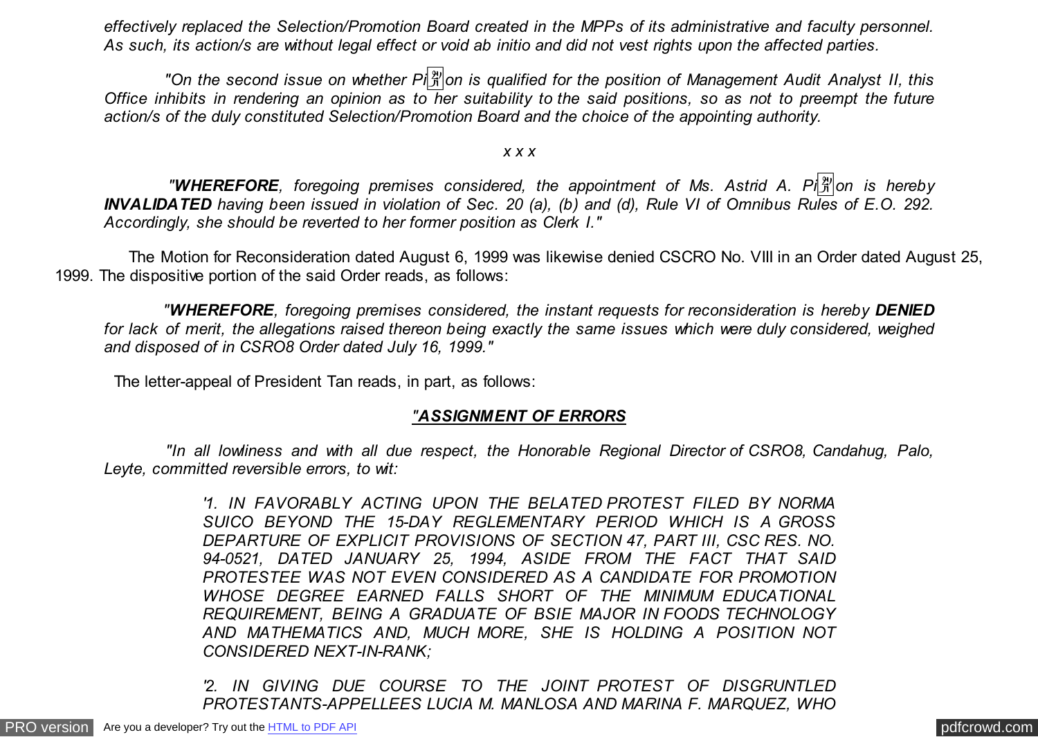*effectively replaced the Selection/Promotion Board created in the MPPs of its administrative and faculty personnel. As such, its action/s are without legal effect or void ab initio and did not vest rights upon the affected parties.*

*"On the second issue on whether Piñon is qualified for the position of Management Audit Analyst II, this Office inhibits in rendering an opinion as to her suitability to the said positions, so as not to preempt the future action/s of the duly constituted Selection/Promotion Board and the choice of the appointing authority.*

*x x x*

*"**WHEREFORE**, foregoing premises considered, the appointment of Ms. Astrid A. Piñon is hereby **INVALIDATED** having been issued in violation of Sec. 20 (a), (b) and (d), Rule VI of Omnibus Rules of E.O. 292. Accordingly, she should be reverted to her former position as Clerk I."*

The Motion for Reconsideration dated August 6, 1999 was likewise denied CSCRO No. VIII in an Order dated August 25, 1999. The dispositive portion of the said Order reads, as follows:

*"**WHEREFORE**, foregoing premises considered, the instant requests for reconsideration is hereby **DENIED** for lack of merit, the allegations raised thereon being exactly the same issues which were duly considered, weighed and disposed of in CSRO8 Order dated July 16, 1999."*

The letter-appeal of President Tan reads, in part, as follows:

***"ASSIGNMENT OF ERRORS***

*"In all lowliness and with all due respect, the Honorable Regional Director of CSRO8, Candahug, Palo, Leyte, committed reversible errors, to wit:*

*'1. IN FAVORABLY ACTING UPON THE BELATED PROTEST FILED BY NORMA SUICO BEYOND THE 15-DAY REGLEMENTARY PERIOD WHICH IS A GROSS DEPARTURE OF EXPLICIT PROVISIONS OF SECTION 47, PART III, CSC RES. NO. 94-0521, DATED JANUARY 25, 1994, ASIDE FROM THE FACT THAT SAID PROTESTEE WAS NOT EVEN CONSIDERED AS A CANDIDATE FOR PROMOTION WHOSE DEGREE EARNED FALLS SHORT OF THE MINIMUM EDUCATIONAL REQUIREMENT, BEING A GRADUATE OF BSIE MAJOR IN FOODS TECHNOLOGY AND MATHEMATICS AND, MUCH MORE, SHE IS HOLDING A POSITION NOT CONSIDERED NEXT-IN-RANK;*

*'2. IN GIVING DUE COURSE TO THE JOINT PROTEST OF DISGRUNTLED PROTESTANTS-APPELLEES LUCIA M. MANLOSA AND MARINA F. MARQUEZ, WHO*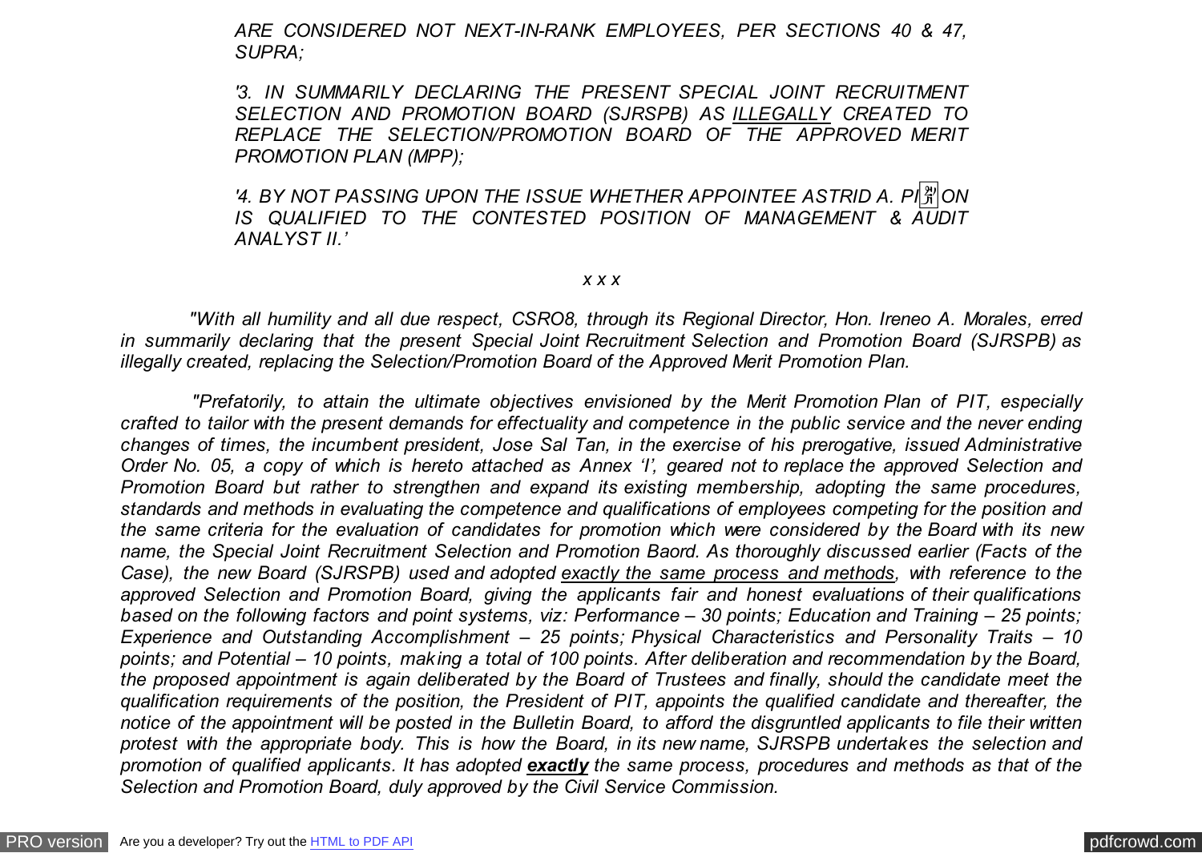*ARE CONSIDERED NOT NEXT-IN-RANK EMPLOYEES, PER SECTIONS 40 & 47, SUPRA;*

*'3. IN SUMMARILY DECLARING THE PRESENT SPECIAL JOINT RECRUITMENT SELECTION AND PROMOTION BOARD (SJRSPB) AS ILLEGALLY CREATED TO REPLACE THE SELECTION/PROMOTION BOARD OF THE APPROVED MERIT PROMOTION PLAN (MPP);*

*'4. BY NOT PASSING UPON THE ISSUE WHETHER APPOINTEE ASTRID A. PIÑON IS QUALIFIED TO THE CONTESTED POSITION OF MANAGEMENT & AUDIT ANALYST II.'*

*x x x*

*"With all humility and all due respect, CSRO8, through its Regional Director, Hon. Ireneo A. Morales, erred in summarily declaring that the present Special Joint Recruitment Selection and Promotion Board (SJRSPB) as illegally created, replacing the Selection/Promotion Board of the Approved Merit Promotion Plan.*

*"Prefatorily, to attain the ultimate objectives envisioned by the Merit Promotion Plan of PIT, especially crafted to tailor with the present demands for effectuality and competence in the public service and the never ending changes of times, the incumbent president, Jose Sal Tan, in the exercise of his prerogative, issued Administrative Order No. 05, a copy of which is hereto attached as Annex 'I', geared not to replace the approved Selection and Promotion Board but rather to strengthen and expand its existing membership, adopting the same procedures, standards and methods in evaluating the competence and qualifications of employees competing for the position and the same criteria for the evaluation of candidates for promotion which were considered by the Board with its new name, the Special Joint Recruitment Selection and Promotion Baord. As thoroughly discussed earlier (Facts of the Case), the new Board (SJRSPB) used and adopted exactly the same process and methods, with reference to the approved Selection and Promotion Board, giving the applicants fair and honest evaluations of their qualifications based on the following factors and point systems, viz: Performance – 30 points; Education and Training – 25 points; Experience and Outstanding Accomplishment – 25 points; Physical Characteristics and Personality Traits – 10 points; and Potential – 10 points, making a total of 100 points. After deliberation and recommendation by the Board, the proposed appointment is again deliberated by the Board of Trustees and finally, should the candidate meet the qualification requirements of the position, the President of PIT, appoints the qualified candidate and thereafter, the notice of the appointment will be posted in the Bulletin Board, to afford the disgruntled applicants to file their written protest with the appropriate body. This is how the Board, in its new name, SJRSPB undertakes the selection and promotion of qualified applicants. It has adopted **exactly** the same process, procedures and methods as that of the Selection and Promotion Board, duly approved by the Civil Service Commission.*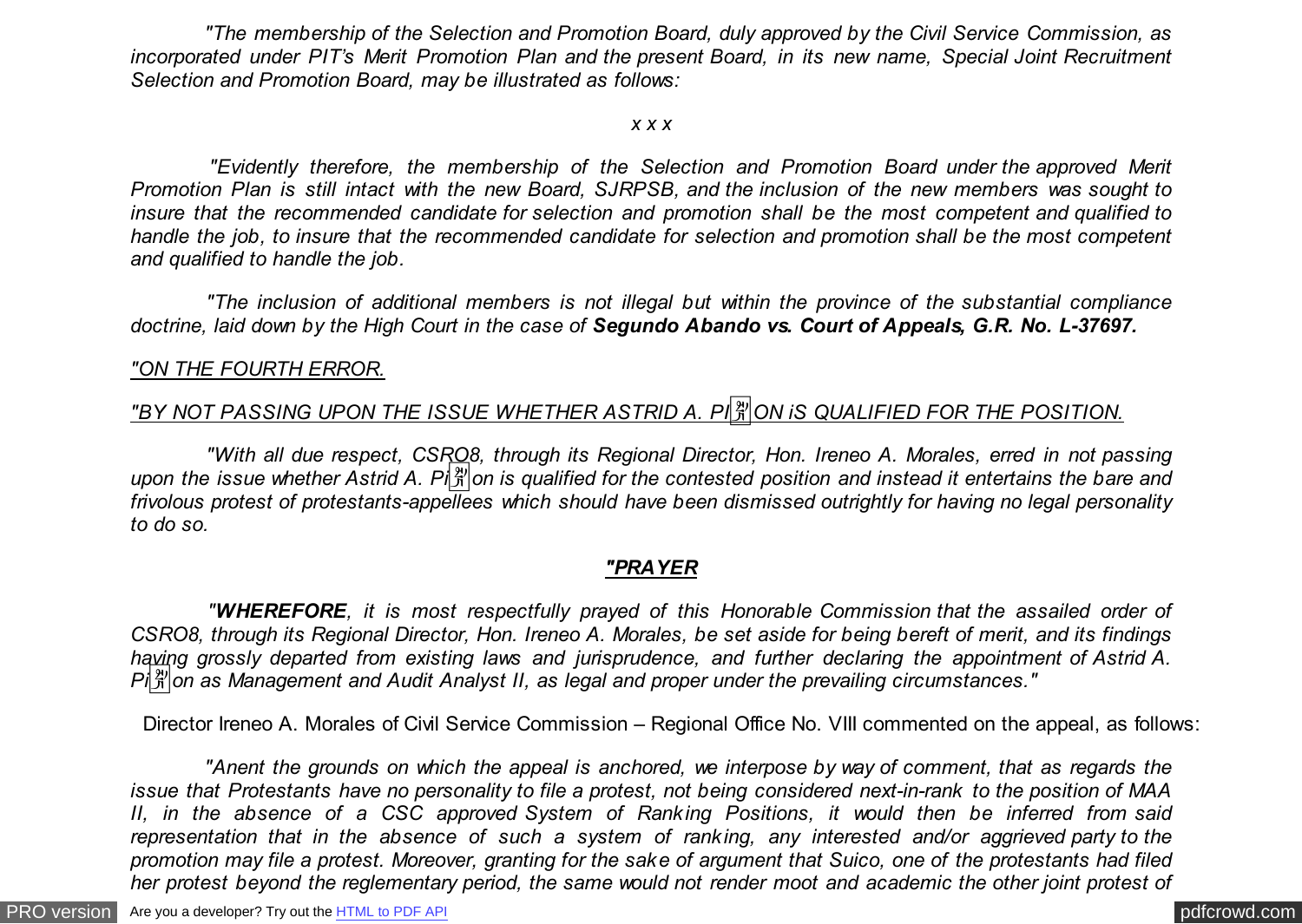*"The membership of the Selection and Promotion Board, duly approved by the Civil Service Commission, as incorporated under PIT's Merit Promotion Plan and the present Board, in its new name, Special Joint Recruitment Selection and Promotion Board, may be illustrated as follows:*

*x x x*

*"Evidently therefore, the membership of the Selection and Promotion Board under the approved Merit Promotion Plan is still intact with the new Board, SJRPSB, and the inclusion of the new members was sought to insure that the recommended candidate for selection and promotion shall be the most competent and qualified to handle the job, to insure that the recommended candidate for selection and promotion shall be the most competent and qualified to handle the job.*

*"The inclusion of additional members is not illegal but within the province of the substantial compliance doctrine, laid down by the High Court in the case of* ***Segundo Abando vs. Court of Appeals, G.R. No. L-37697.***

*"ON THE FOURTH ERROR.*

*"BY NOT PASSING UPON THE ISSUE WHETHER ASTRID A. PIÑON iS QUALIFIED FOR THE POSITION.*

*"With all due respect, CSRO8, through its Regional Director, Hon. Ireneo A. Morales, erred in not passing upon the issue whether Astrid A. Piñon is qualified for the contested position and instead it entertains the bare and frivolous protest of protestants-appellees which should have been dismissed outrightly for having no legal personality to do so.*

***"PRAYER***

*"**WHEREFORE**, it is most respectfully prayed of this Honorable Commission that the assailed order of CSRO8, through its Regional Director, Hon. Ireneo A. Morales, be set aside for being bereft of merit, and its findings having grossly departed from existing laws and jurisprudence, and further declaring the appointment of Astrid A. Piñon as Management and Audit Analyst II, as legal and proper under the prevailing circumstances."*

Director Ireneo A. Morales of Civil Service Commission – Regional Office No. VIII commented on the appeal, as follows:

*"Anent the grounds on which the appeal is anchored, we interpose by way of comment, that as regards the issue that Protestants have no personality to file a protest, not being considered next-in-rank to the position of MAA II, in the absence of a CSC approved System of Ranking Positions, it would then be inferred from said representation that in the absence of such a system of ranking, any interested and/or aggrieved party to the promotion may file a protest. Moreover, granting for the sake of argument that Suico, one of the protestants had filed her protest beyond the reglementary period, the same would not render moot and academic the other joint protest of*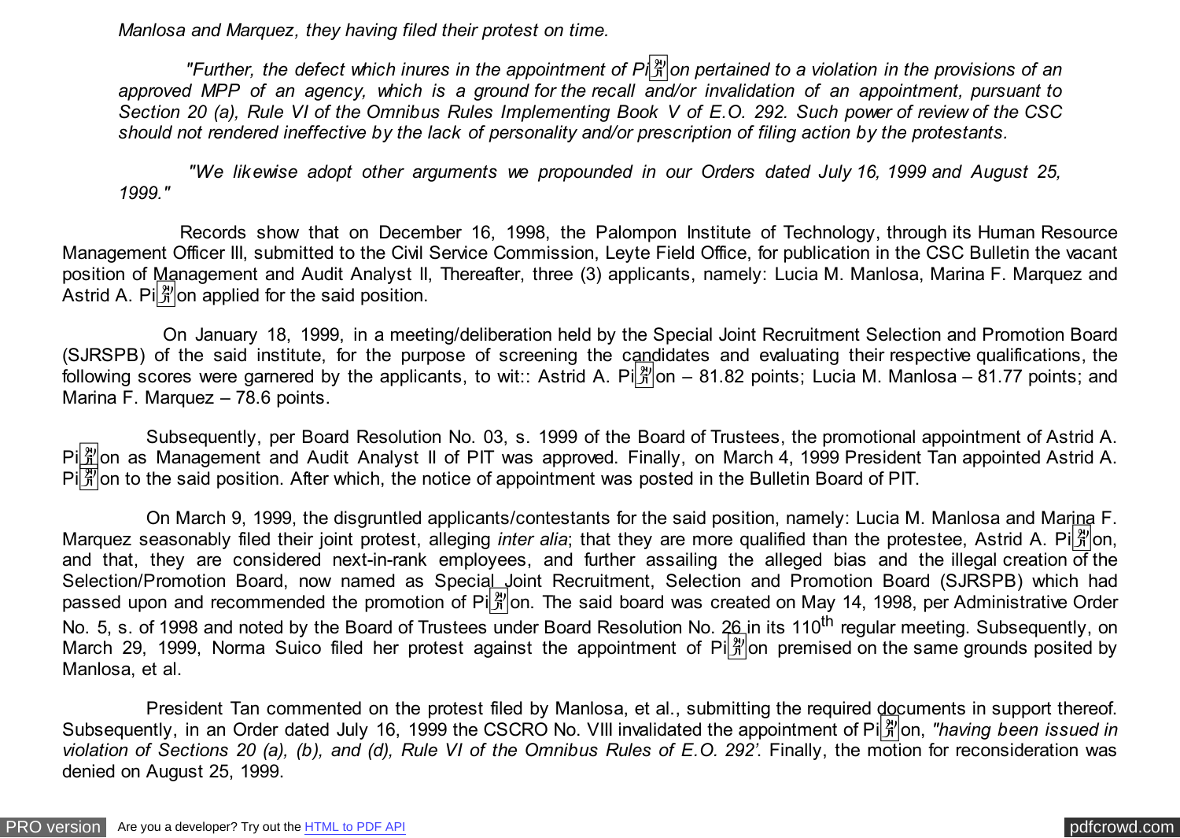*Manlosa and Marquez, they having filed their protest on time.*

*"Further, the defect which inures in the appointment of Pi*ñ*on pertained to a violation in the provisions of an approved MPP of an agency, which is a ground for the recall and/or invalidation of an appointment, pursuant to Section 20 (a), Rule VI of the Omnibus Rules Implementing Book V of E.O. 292. Such power of review of the CSC should not rendered ineffective by the lack of personality and/or prescription of filing action by the protestants.*

*"We likewise adopt other arguments we propounded in our Orders dated July 16, 1999 and August 25, 1999."*

Records show that on December 16, 1998, the Palompon Institute of Technology, through its Human Resource Management Officer III, submitted to the Civil Service Commission, Leyte Field Office, for publication in the CSC Bulletin the vacant position of Management and Audit Analyst II, Thereafter, three (3) applicants, namely: Lucia M. Manlosa, Marina F. Marquez and Astrid A. Piñon applied for the said position.

On January 18, 1999, in a meeting/deliberation held by the Special Joint Recruitment Selection and Promotion Board (SJRSPB) of the said institute, for the purpose of screening the candidates and evaluating their respective qualifications, the following scores were garnered by the applicants, to wit:: Astrid A. Piñon – 81.82 points; Lucia M. Manlosa – 81.77 points; and Marina F. Marquez – 78.6 points.

Subsequently, per Board Resolution No. 03, s. 1999 of the Board of Trustees, the promotional appointment of Astrid A. Piñon as Management and Audit Analyst II of PIT was approved. Finally, on March 4, 1999 President Tan appointed Astrid A. Piñon to the said position. After which, the notice of appointment was posted in the Bulletin Board of PIT.

On March 9, 1999, the disgruntled applicants/contestants for the said position, namely: Lucia M. Manlosa and Marina F. Marquez seasonably filed their joint protest, alleging *inter alia*; that they are more qualified than the protestee, Astrid A. Piñon, and that, they are considered next-in-rank employees, and further assailing the alleged bias and the illegal creation of the Selection/Promotion Board, now named as Special Joint Recruitment, Selection and Promotion Board (SJRSPB) which had passed upon and recommended the promotion of Piñon. The said board was created on May 14, 1998, per Administrative Order No. 5, s. of 1998 and noted by the Board of Trustees under Board Resolution No. 26 in its 110th regular meeting. Subsequently, on March 29, 1999, Norma Suico filed her protest against the appointment of Piñon premised on the same grounds posited by Manlosa, et al.

President Tan commented on the protest filed by Manlosa, et al., submitting the required documents in support thereof. Subsequently, in an Order dated July 16, 1999 the CSCRO No. VIII invalidated the appointment of Piñon, *"having been issued in violation of Sections 20 (a), (b), and (d), Rule VI of the Omnibus Rules of E.O. 292'.* Finally, the motion for reconsideration was denied on August 25, 1999.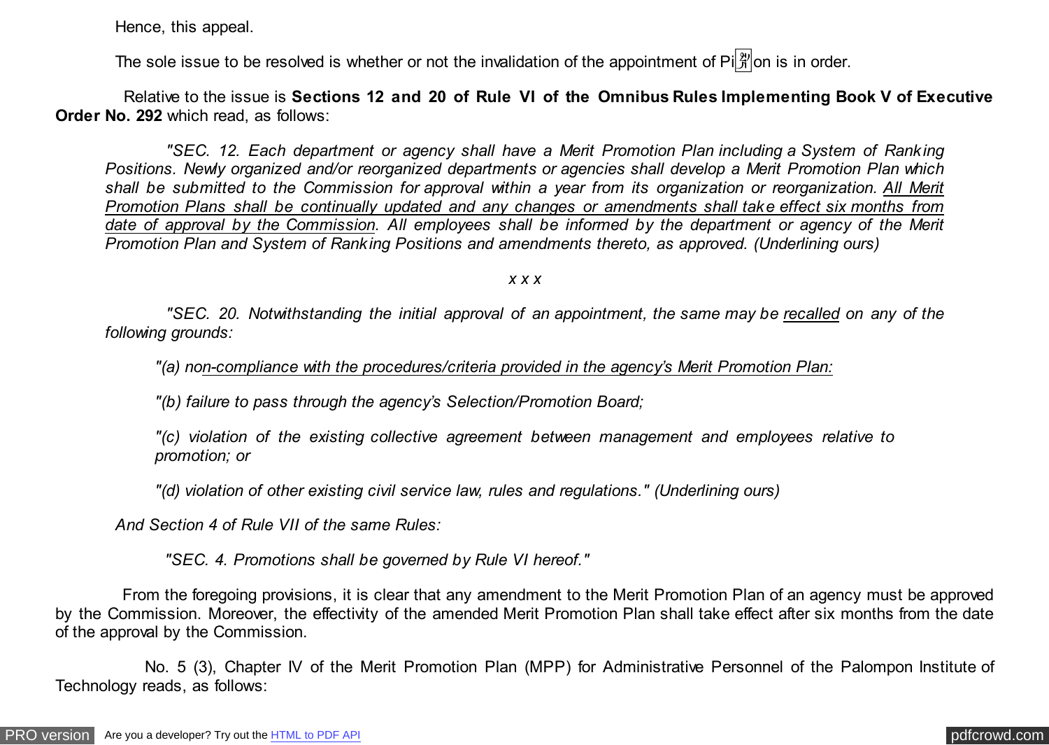Hence, this appeal.

The sole issue to be resolved is whether or not the invalidation of the appointment of Piñon is in order.

Relative to the issue is **Sections 12 and 20 of Rule VI of the Omnibus Rules Implementing Book V of Executive Order No. 292** which read, as follows:

> *"SEC. 12. Each department or agency shall have a Merit Promotion Plan including a System of Ranking Positions. Newly organized and/or reorganized departments or agencies shall develop a Merit Promotion Plan which shall be submitted to the Commission for approval within a year from its organization or reorganization. <u>All Merit Promotion Plans shall be continually updated and any changes or amendments shall take effect six months from date of approval by the Commission</u>. All employees shall be informed by the department or agency of the Merit Promotion Plan and System of Ranking Positions and amendments thereto, as approved. (Underlining ours)*
>
> *x x x*
>
> *"SEC. 20. Notwithstanding the initial approval of an appointment, the same may be <u>recalled</u> on any of the following grounds:*
>
> *"(a) no<u>n-compliance with the procedures/criteria provided in the agency's Merit Promotion Plan:</u>*
>
> *"(b) failure to pass through the agency's Selection/Promotion Board;*
>
> *"(c) violation of the existing collective agreement between management and employees relative to promotion; or*
>
> *"(d) violation of other existing civil service law, rules and regulations." (Underlining ours)*

*And Section 4 of Rule VII of the same Rules:*

> *"SEC. 4. Promotions shall be governed by Rule VI hereof."*

From the foregoing provisions, it is clear that any amendment to the Merit Promotion Plan of an agency must be approved by the Commission. Moreover, the effectivity of the amended Merit Promotion Plan shall take effect after six months from the date of the approval by the Commission.

No. 5 (3), Chapter IV of the Merit Promotion Plan (MPP) for Administrative Personnel of the Palompon Institute of Technology reads, as follows: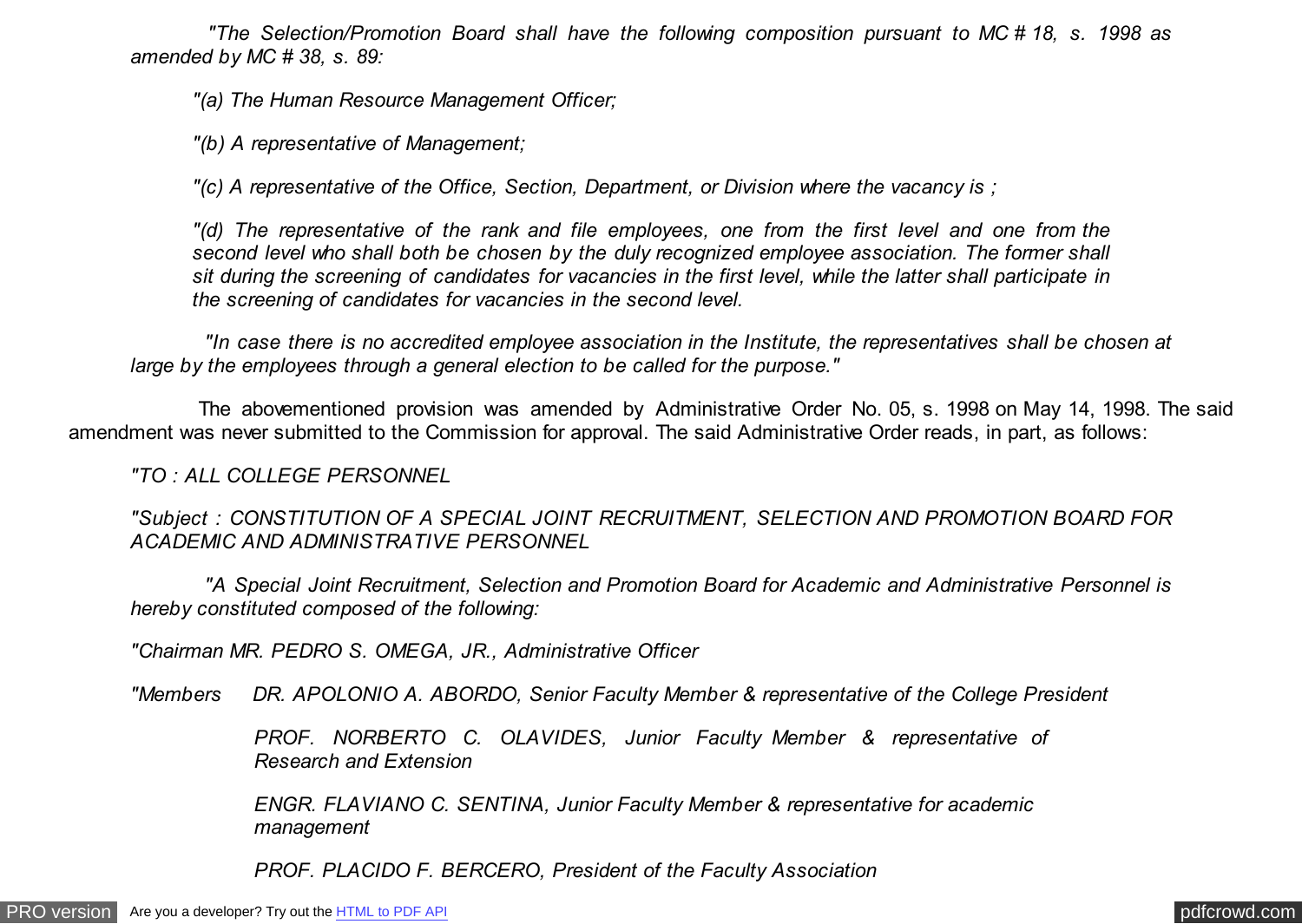*"The Selection/Promotion Board shall have the following composition pursuant to MC # 18, s. 1998 as amended by MC # 38, s. 89:*

*"(a) The Human Resource Management Officer;*

*"(b) A representative of Management;*

*"(c) A representative of the Office, Section, Department, or Division where the vacancy is ;*

*"(d) The representative of the rank and file employees, one from the first level and one from the second level who shall both be chosen by the duly recognized employee association. The former shall sit during the screening of candidates for vacancies in the first level, while the latter shall participate in the screening of candidates for vacancies in the second level.*

*"In case there is no accredited employee association in the Institute, the representatives shall be chosen at large by the employees through a general election to be called for the purpose."*

The abovementioned provision was amended by Administrative Order No. 05, s. 1998 on May 14, 1998. The said amendment was never submitted to the Commission for approval. The said Administrative Order reads, in part, as follows:

*"TO : ALL COLLEGE PERSONNEL*

*"Subject : CONSTITUTION OF A SPECIAL JOINT RECRUITMENT, SELECTION AND PROMOTION BOARD FOR ACADEMIC AND ADMINISTRATIVE PERSONNEL*

*"A Special Joint Recruitment, Selection and Promotion Board for Academic and Administrative Personnel is hereby constituted composed of the following:*

*"Chairman MR. PEDRO S. OMEGA, JR., Administrative Officer*

*"Members DR. APOLONIO A. ABORDO, Senior Faculty Member & representative of the College President*

*PROF. NORBERTO C. OLAVIDES, Junior Faculty Member & representative of Research and Extension*

*ENGR. FLAVIANO C. SENTINA, Junior Faculty Member & representative for academic management*

*PROF. PLACIDO F. BERCERO, President of the Faculty Association*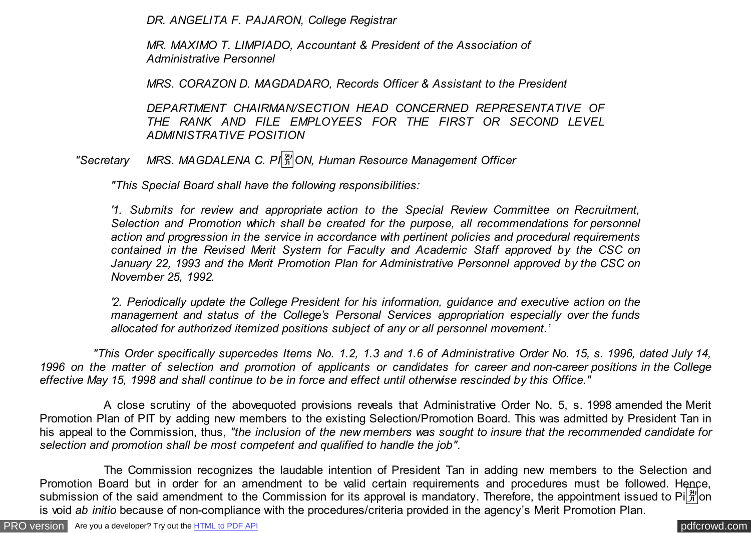*DR. ANGELITA F. PAJARON, College Registrar*

*MR. MAXIMO T. LIMPIADO, Accountant & President of the Association of Administrative Personnel*

*MRS. CORAZON D. MAGDADARO, Records Officer & Assistant to the President*

*DEPARTMENT CHAIRMAN/SECTION HEAD CONCERNED REPRESENTATIVE OF THE RANK AND FILE EMPLOYEES FOR THE FIRST OR SECOND LEVEL ADMINISTRATIVE POSITION*

*"Secretary MRS. MAGDALENA C. PIÑON, Human Resource Management Officer*

*"This Special Board shall have the following responsibilities:*

*'1. Submits for review and appropriate action to the Special Review Committee on Recruitment, Selection and Promotion which shall be created for the purpose, all recommendations for personnel action and progression in the service in accordance with pertinent policies and procedural requirements contained in the Revised Merit System for Faculty and Academic Staff approved by the CSC on January 22, 1993 and the Merit Promotion Plan for Administrative Personnel approved by the CSC on November 25, 1992.*

*'2. Periodically update the College President for his information, guidance and executive action on the management and status of the College's Personal Services appropriation especially over the funds allocated for authorized itemized positions subject of any or all personnel movement.'*

*"This Order specifically supercedes Items No. 1.2, 1.3 and 1.6 of Administrative Order No. 15, s. 1996, dated July 14, 1996 on the matter of selection and promotion of applicants or candidates for career and non-career positions in the College effective May 15, 1998 and shall continue to be in force and effect until otherwise rescinded by this Office."*

A close scrutiny of the abovequoted provisions reveals that Administrative Order No. 5, s. 1998 amended the Merit Promotion Plan of PIT by adding new members to the existing Selection/Promotion Board. This was admitted by President Tan in his appeal to the Commission, thus, *"the inclusion of the new members was sought to insure that the recommended candidate for selection and promotion shall be most competent and qualified to handle the job".*

The Commission recognizes the laudable intention of President Tan in adding new members to the Selection and Promotion Board but in order for an amendment to be valid certain requirements and procedures must be followed. Hence, submission of the said amendment to the Commission for its approval is mandatory. Therefore, the appointment issued to Piñon is void *ab initio* because of non-compliance with the procedures/criteria provided in the agency's Merit Promotion Plan.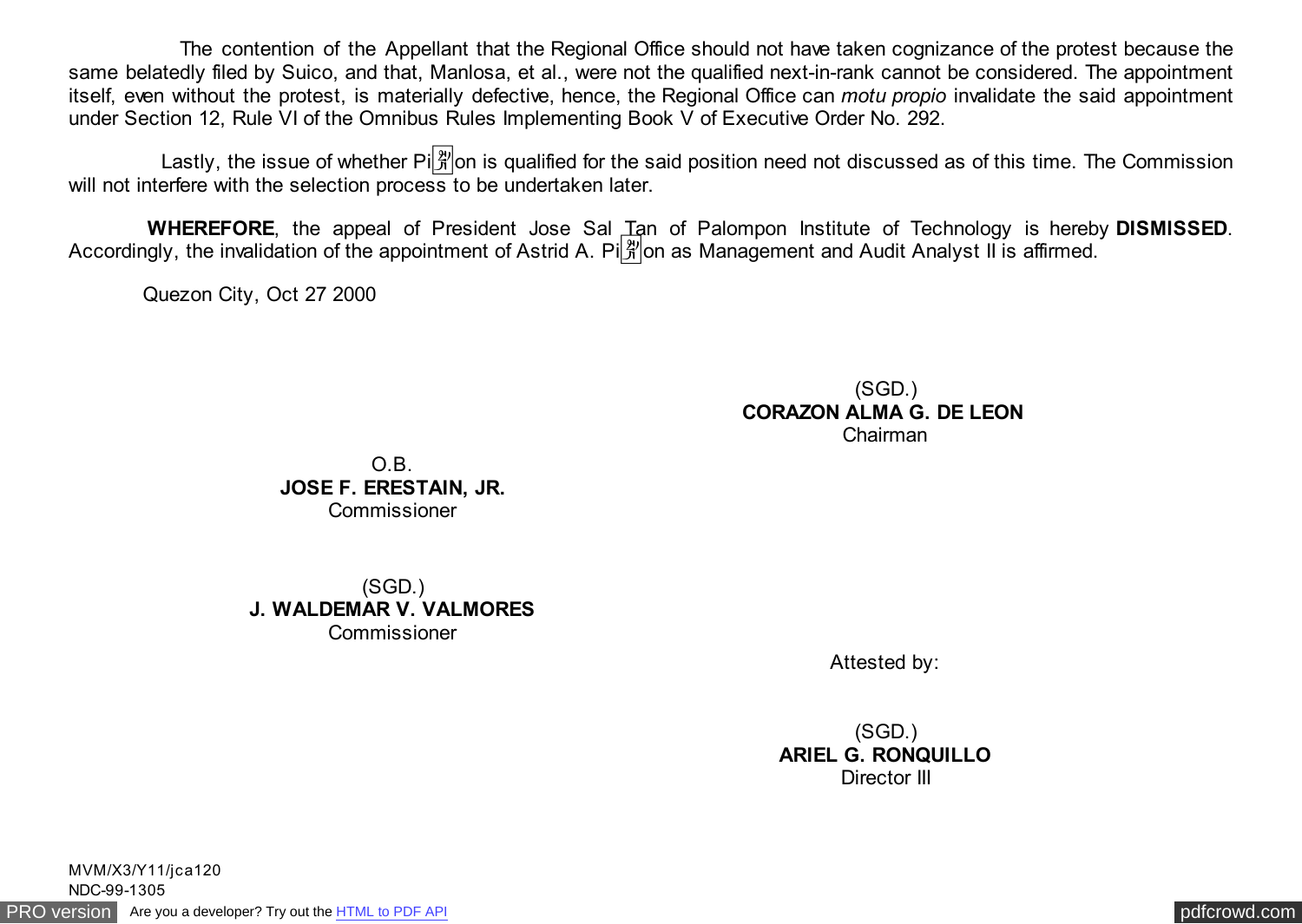The contention of the Appellant that the Regional Office should not have taken cognizance of the protest because the same belatedly filed by Suico, and that, Manlosa, et al., were not the qualified next-in-rank cannot be considered. The appointment itself, even without the protest, is materially defective, hence, the Regional Office can *motu propio* invalidate the said appointment under Section 12, Rule VI of the Omnibus Rules Implementing Book V of Executive Order No. 292.

Lastly, the issue of whether Piñon is qualified for the said position need not discussed as of this time. The Commission will not interfere with the selection process to be undertaken later.

**WHEREFORE**, the appeal of President Jose Sal Tan of Palompon Institute of Technology is hereby **DISMISSED**. Accordingly, the invalidation of the appointment of Astrid A. Piñon as Management and Audit Analyst II is affirmed.

Quezon City, Oct 27 2000

(SGD.)
**CORAZON ALMA G. DE LEON**
Chairman

O.B.
**JOSE F. ERESTAIN, JR.**
Commissioner

(SGD.)
**J. WALDEMAR V. VALMORES**
Commissioner

Attested by:

(SGD.)
**ARIEL G. RONQUILLO**
Director III

MVM/X3/Y11/jca120
NDC-99-1305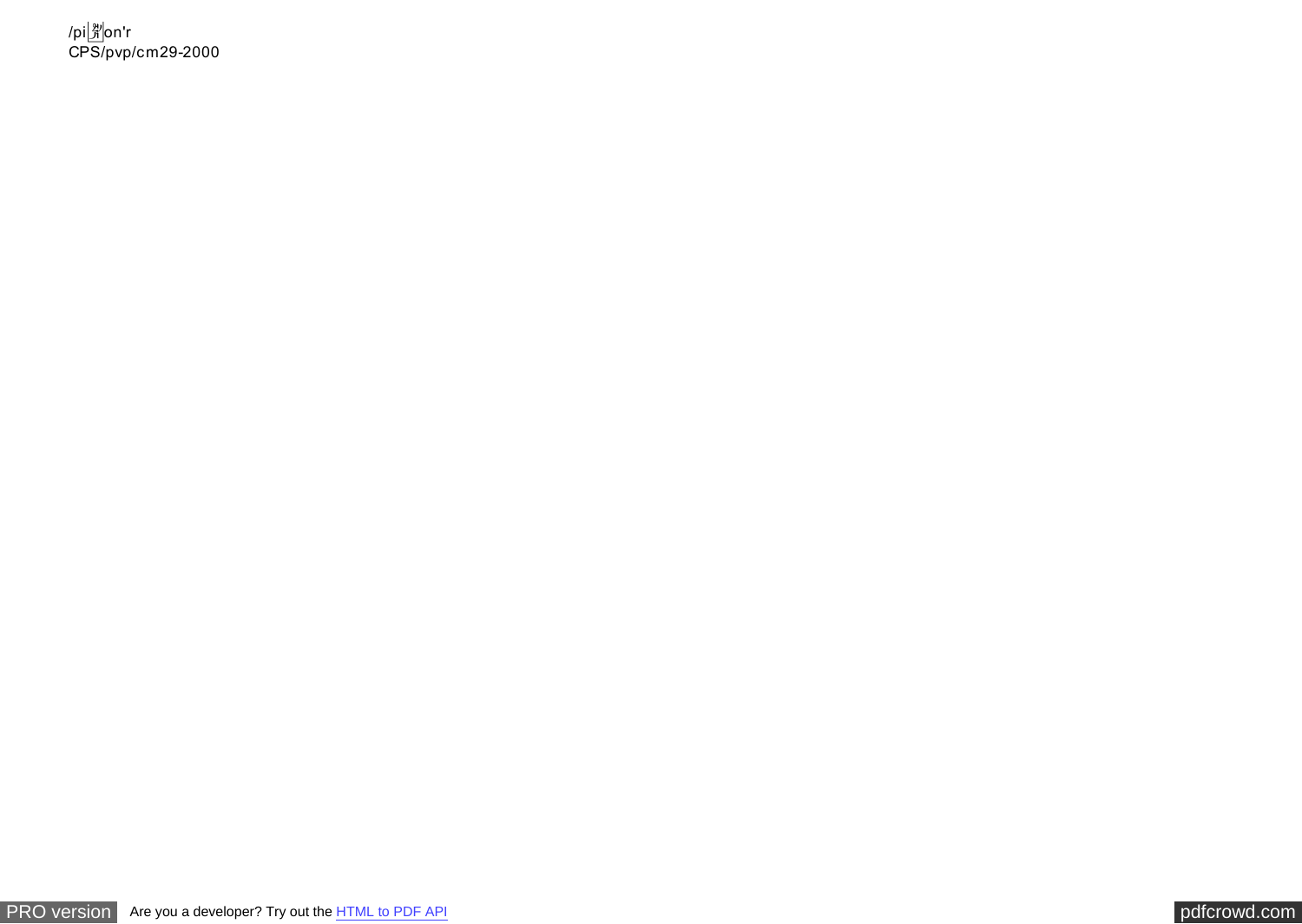/pi㈣on'r
CPS/pvp/cm29-2000